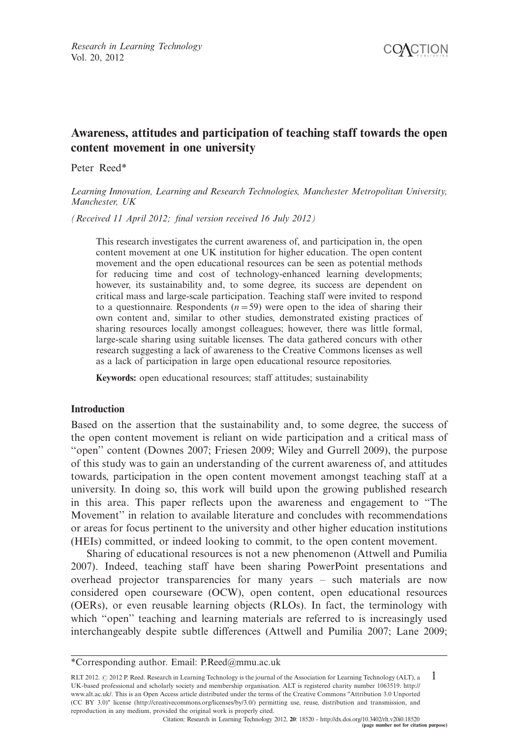# Awareness, attitudes and participation of teaching staff towards the open content movement in one university

Peter Reed*

*Learning Innovation, Learning and Research Technologies, Manchester Metropolitan University, Manchester, UK*

*(Received 11 April 2012; final version received 16 July 2012)*

This research investigates the current awareness of, and participation in, the open content movement at one UK institution for higher education. The open content movement and the open educational resources can be seen as potential methods for reducing time and cost of technology-enhanced learning developments; however, its sustainability and, to some degree, its success are dependent on critical mass and large-scale participation. Teaching staff were invited to respond to a questionnaire. Respondents ($n = 59$) were open to the idea of sharing their own content and, similar to other studies, demonstrated existing practices of sharing resources locally amongst colleagues; however, there was little formal, large-scale sharing using suitable licenses. The data gathered concurs with other research suggesting a lack of awareness to the Creative Commons licenses as well as a lack of participation in large open educational resource repositories.

**Keywords:** open educational resources; staff attitudes; sustainability

## Introduction

Based on the assertion that the sustainability and, to some degree, the success of the open content movement is reliant on wide participation and a critical mass of "open" content (Downes 2007; Friesen 2009; Wiley and Gurrell 2009), the purpose of this study was to gain an understanding of the current awareness of, and attitudes towards, participation in the open content movement amongst teaching staff at a university. In doing so, this work will build upon the growing published research in this area. This paper reflects upon the awareness and engagement to "The Movement" in relation to available literature and concludes with recommendations or areas for focus pertinent to the university and other higher education institutions (HEIs) committed, or indeed looking to commit, to the open content movement.

Sharing of educational resources is not a new phenomenon (Attwell and Pumilia 2007). Indeed, teaching staff have been sharing PowerPoint presentations and overhead projector transparencies for many years – such materials are now considered open courseware (OCW), open content, open educational resources (OERs), or even reusable learning objects (RLOs). In fact, the terminology with which "open" teaching and learning materials are referred to is increasingly used interchangeably despite subtle differences (Attwell and Pumilia 2007; Lane 2009;

*Corresponding author. Email: P.Reed@mmu.ac.uk

RLT 2012. © 2012 P. Reed. Research in Learning Technology is the journal of the Association for Learning Technology (ALT), a UK-based professional and scholarly society and membership organisation. ALT is registered charity number 1063519. http://www.alt.ac.uk/. This is an Open Access article distributed under the terms of the Creative Commons "Attribution 3.0 Unported (CC BY 3.0)" license (http://creativecommons.org/licenses/by/3.0/) permitting use, reuse, distribution and transmission, and reproduction in any medium, provided the original work is properly cited.

Citation: Research in Learning Technology 2012, **20**: 18520 - http://dx.doi.org/10.3402/rlt.v20i0.18520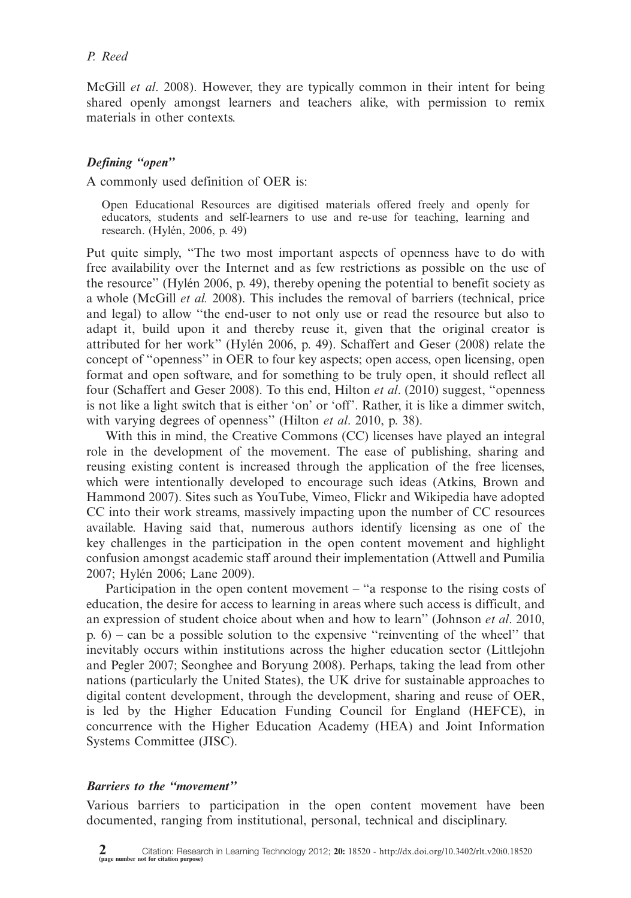McGill *et al*. 2008). However, they are typically common in their intent for being shared openly amongst learners and teachers alike, with permission to remix materials in other contexts.

### *Defining "open"*

A commonly used definition of OER is:

> Open Educational Resources are digitised materials offered freely and openly for educators, students and self-learners to use and re-use for teaching, learning and research. (Hylén, 2006, p. 49)

Put quite simply, "The two most important aspects of openness have to do with free availability over the Internet and as few restrictions as possible on the use of the resource" (Hylén 2006, p. 49), thereby opening the potential to benefit society as a whole (McGill *et al.* 2008). This includes the removal of barriers (technical, price and legal) to allow "the end-user to not only use or read the resource but also to adapt it, build upon it and thereby reuse it, given that the original creator is attributed for her work" (Hylén 2006, p. 49). Schaffert and Geser (2008) relate the concept of "openness" in OER to four key aspects; open access, open licensing, open format and open software, and for something to be truly open, it should reflect all four (Schaffert and Geser 2008). To this end, Hilton *et al*. (2010) suggest, "openness is not like a light switch that is either 'on' or 'off'. Rather, it is like a dimmer switch, with varying degrees of openness" (Hilton *et al*. 2010, p. 38).

With this in mind, the Creative Commons (CC) licenses have played an integral role in the development of the movement. The ease of publishing, sharing and reusing existing content is increased through the application of the free licenses, which were intentionally developed to encourage such ideas (Atkins, Brown and Hammond 2007). Sites such as YouTube, Vimeo, Flickr and Wikipedia have adopted CC into their work streams, massively impacting upon the number of CC resources available. Having said that, numerous authors identify licensing as one of the key challenges in the participation in the open content movement and highlight confusion amongst academic staff around their implementation (Attwell and Pumilia 2007; Hylén 2006; Lane 2009).

Participation in the open content movement – "a response to the rising costs of education, the desire for access to learning in areas where such access is difficult, and an expression of student choice about when and how to learn" (Johnson *et al*. 2010, p. 6) – can be a possible solution to the expensive "reinventing of the wheel" that inevitably occurs within institutions across the higher education sector (Littlejohn and Pegler 2007; Seonghee and Boryung 2008). Perhaps, taking the lead from other nations (particularly the United States), the UK drive for sustainable approaches to digital content development, through the development, sharing and reuse of OER, is led by the Higher Education Funding Council for England (HEFCE), in concurrence with the Higher Education Academy (HEA) and Joint Information Systems Committee (JISC).

### *Barriers to the "movement"*

Various barriers to participation in the open content movement have been documented, ranging from institutional, personal, technical and disciplinary.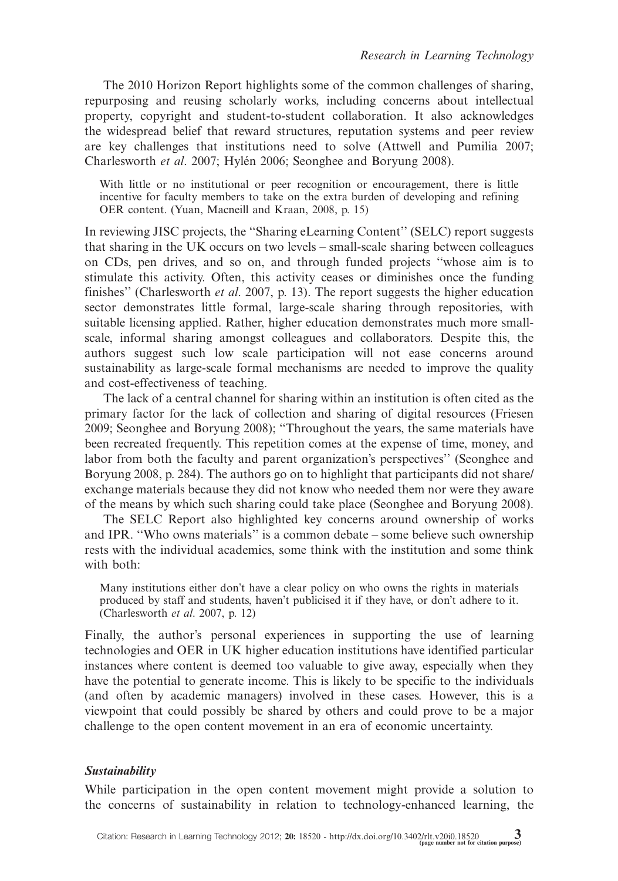The 2010 Horizon Report highlights some of the common challenges of sharing, repurposing and reusing scholarly works, including concerns about intellectual property, copyright and student-to-student collaboration. It also acknowledges the widespread belief that reward structures, reputation systems and peer review are key challenges that institutions need to solve (Attwell and Pumilia 2007; Charlesworth *et al*. 2007; Hylén 2006; Seonghee and Boryung 2008).

> With little or no institutional or peer recognition or encouragement, there is little incentive for faculty members to take on the extra burden of developing and refining OER content. (Yuan, Macneill and Kraan, 2008, p. 15)

In reviewing JISC projects, the ''Sharing eLearning Content'' (SELC) report suggests that sharing in the UK occurs on two levels – small-scale sharing between colleagues on CDs, pen drives, and so on, and through funded projects ''whose aim is to stimulate this activity. Often, this activity ceases or diminishes once the funding finishes'' (Charlesworth *et al*. 2007, p. 13). The report suggests the higher education sector demonstrates little formal, large-scale sharing through repositories, with suitable licensing applied. Rather, higher education demonstrates much more small-scale, informal sharing amongst colleagues and collaborators. Despite this, the authors suggest such low scale participation will not ease concerns around sustainability as large-scale formal mechanisms are needed to improve the quality and cost-effectiveness of teaching.

The lack of a central channel for sharing within an institution is often cited as the primary factor for the lack of collection and sharing of digital resources (Friesen 2009; Seonghee and Boryung 2008); ''Throughout the years, the same materials have been recreated frequently. This repetition comes at the expense of time, money, and labor from both the faculty and parent organization's perspectives'' (Seonghee and Boryung 2008, p. 284). The authors go on to highlight that participants did not share/exchange materials because they did not know who needed them nor were they aware of the means by which such sharing could take place (Seonghee and Boryung 2008).

The SELC Report also highlighted key concerns around ownership of works and IPR. ''Who owns materials'' is a common debate – some believe such ownership rests with the individual academics, some think with the institution and some think with both:

> Many institutions either don't have a clear policy on who owns the rights in materials produced by staff and students, haven't publicised it if they have, or don't adhere to it. (Charlesworth *et al*. 2007, p. 12)

Finally, the author's personal experiences in supporting the use of learning technologies and OER in UK higher education institutions have identified particular instances where content is deemed too valuable to give away, especially when they have the potential to generate income. This is likely to be specific to the individuals (and often by academic managers) involved in these cases. However, this is a viewpoint that could possibly be shared by others and could prove to be a major challenge to the open content movement in an era of economic uncertainty.

### *Sustainability*

While participation in the open content movement might provide a solution to the concerns of sustainability in relation to technology-enhanced learning, the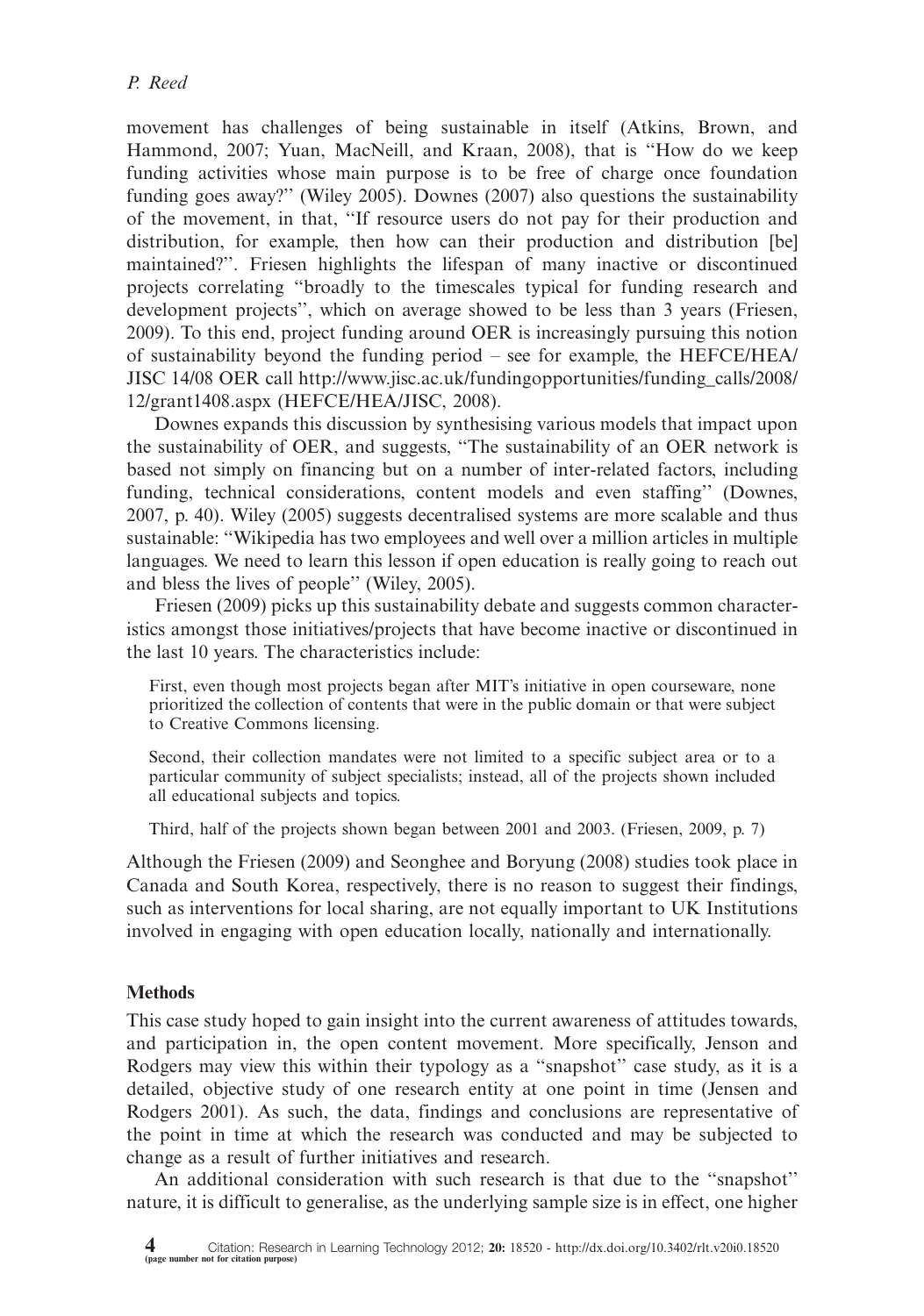movement has challenges of being sustainable in itself (Atkins, Brown, and Hammond, 2007; Yuan, MacNeill, and Kraan, 2008), that is ''How do we keep funding activities whose main purpose is to be free of charge once foundation funding goes away?'' (Wiley 2005). Downes (2007) also questions the sustainability of the movement, in that, ''If resource users do not pay for their production and distribution, for example, then how can their production and distribution [be] maintained?''. Friesen highlights the lifespan of many inactive or discontinued projects correlating ''broadly to the timescales typical for funding research and development projects'', which on average showed to be less than 3 years (Friesen, 2009). To this end, project funding around OER is increasingly pursuing this notion of sustainability beyond the funding period – see for example, the HEFCE/HEA/JISC 14/08 OER call http://www.jisc.ac.uk/fundingopportunities/funding_calls/2008/12/grant1408.aspx (HEFCE/HEA/JISC, 2008).

Downes expands this discussion by synthesising various models that impact upon the sustainability of OER, and suggests, ''The sustainability of an OER network is based not simply on financing but on a number of inter-related factors, including funding, technical considerations, content models and even staffing'' (Downes, 2007, p. 40). Wiley (2005) suggests decentralised systems are more scalable and thus sustainable: ''Wikipedia has two employees and well over a million articles in multiple languages. We need to learn this lesson if open education is really going to reach out and bless the lives of people'' (Wiley, 2005).

Friesen (2009) picks up this sustainability debate and suggests common characteristics amongst those initiatives/projects that have become inactive or discontinued in the last 10 years. The characteristics include:

> First, even though most projects began after MIT's initiative in open courseware, none prioritized the collection of contents that were in the public domain or that were subject to Creative Commons licensing.
>
> Second, their collection mandates were not limited to a specific subject area or to a particular community of subject specialists; instead, all of the projects shown included all educational subjects and topics.
>
> Third, half of the projects shown began between 2001 and 2003. (Friesen, 2009, p. 7)

Although the Friesen (2009) and Seonghee and Boryung (2008) studies took place in Canada and South Korea, respectively, there is no reason to suggest their findings, such as interventions for local sharing, are not equally important to UK Institutions involved in engaging with open education locally, nationally and internationally.

## Methods

This case study hoped to gain insight into the current awareness of attitudes towards, and participation in, the open content movement. More specifically, Jenson and Rodgers may view this within their typology as a ''snapshot'' case study, as it is a detailed, objective study of one research entity at one point in time (Jensen and Rodgers 2001). As such, the data, findings and conclusions are representative of the point in time at which the research was conducted and may be subjected to change as a result of further initiatives and research.

An additional consideration with such research is that due to the ''snapshot'' nature, it is difficult to generalise, as the underlying sample size is in effect, one higher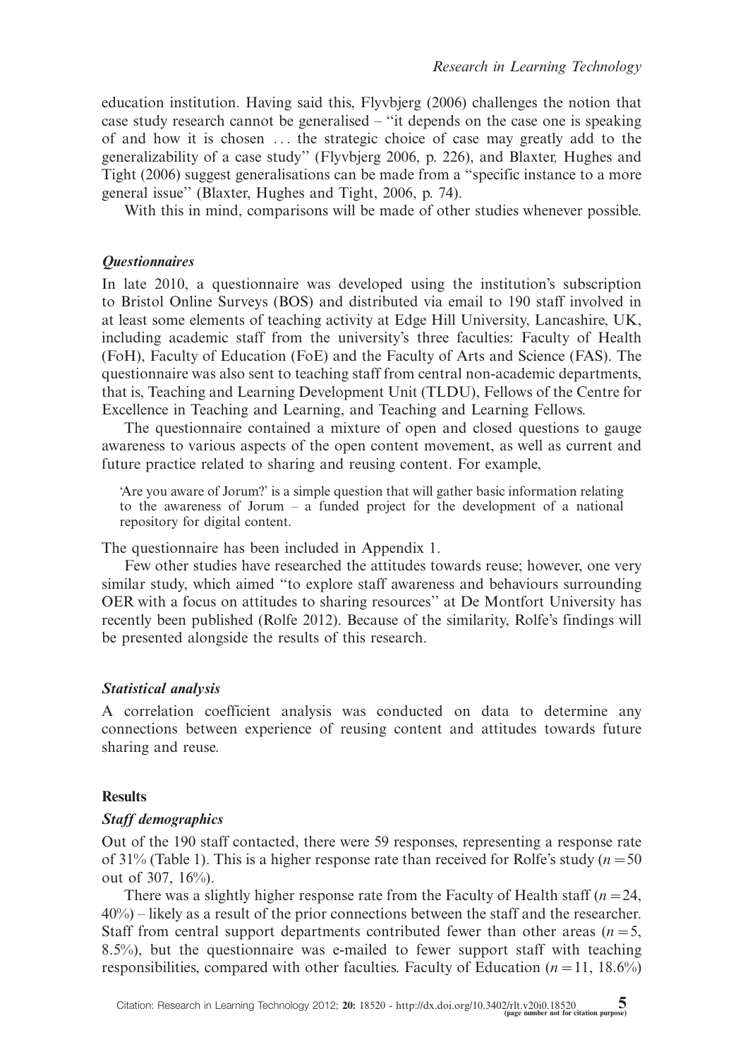education institution. Having said this, Flyvbjerg (2006) challenges the notion that case study research cannot be generalised – "it depends on the case one is speaking of and how it is chosen … the strategic choice of case may greatly add to the generalizability of a case study" (Flyvbjerg 2006, p. 226), and Blaxter, Hughes and Tight (2006) suggest generalisations can be made from a "specific instance to a more general issue" (Blaxter, Hughes and Tight, 2006, p. 74).

With this in mind, comparisons will be made of other studies whenever possible.

### *Questionnaires*

In late 2010, a questionnaire was developed using the institution's subscription to Bristol Online Surveys (BOS) and distributed via email to 190 staff involved in at least some elements of teaching activity at Edge Hill University, Lancashire, UK, including academic staff from the university's three faculties: Faculty of Health (FoH), Faculty of Education (FoE) and the Faculty of Arts and Science (FAS). The questionnaire was also sent to teaching staff from central non-academic departments, that is, Teaching and Learning Development Unit (TLDU), Fellows of the Centre for Excellence in Teaching and Learning, and Teaching and Learning Fellows.

The questionnaire contained a mixture of open and closed questions to gauge awareness to various aspects of the open content movement, as well as current and future practice related to sharing and reusing content. For example,

> 'Are you aware of Jorum?' is a simple question that will gather basic information relating to the awareness of Jorum – a funded project for the development of a national repository for digital content.

The questionnaire has been included in Appendix 1.

Few other studies have researched the attitudes towards reuse; however, one very similar study, which aimed "to explore staff awareness and behaviours surrounding OER with a focus on attitudes to sharing resources" at De Montfort University has recently been published (Rolfe 2012). Because of the similarity, Rolfe's findings will be presented alongside the results of this research.

### *Statistical analysis*

A correlation coefficient analysis was conducted on data to determine any connections between experience of reusing content and attitudes towards future sharing and reuse.

## Results

### *Staff demographics*

Out of the 190 staff contacted, there were 59 responses, representing a response rate of 31% (Table 1). This is a higher response rate than received for Rolfe's study ($n = 50$ out of 307, 16%).

There was a slightly higher response rate from the Faculty of Health staff ($n = 24$, 40%) – likely as a result of the prior connections between the staff and the researcher. Staff from central support departments contributed fewer than other areas ($n = 5$, 8.5%), but the questionnaire was e-mailed to fewer support staff with teaching responsibilities, compared with other faculties. Faculty of Education ($n = 11$, 18.6%)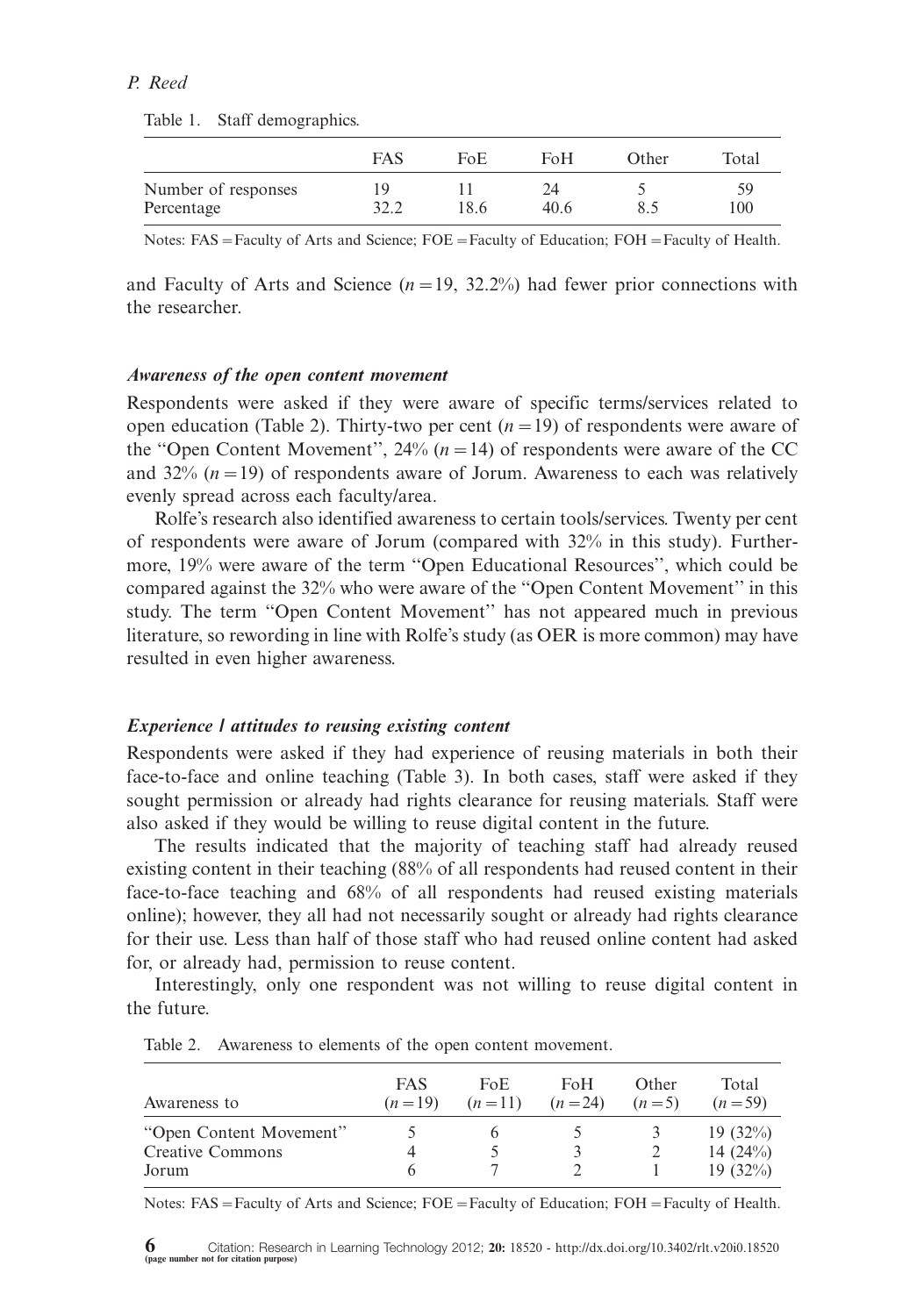Table 1. Staff demographics.

| | FAS | FoE | FoH | Other | Total |
|---|---|---|---|---|---|
| Number of responses | 19 | 11 | 24 | 5 | 59 |
| Percentage | 32.2 | 18.6 | 40.6 | 8.5 | 100 |

Notes: FAS = Faculty of Arts and Science; FOE = Faculty of Education; FOH = Faculty of Health.

and Faculty of Arts and Science ($n = 19$, 32.2%) had fewer prior connections with the researcher.

### *Awareness of the open content movement*

Respondents were asked if they were aware of specific terms/services related to open education (Table 2). Thirty-two per cent ($n = 19$) of respondents were aware of the "Open Content Movement", 24% ($n = 14$) of respondents were aware of the CC and 32% ($n = 19$) of respondents aware of Jorum. Awareness to each was relatively evenly spread across each faculty/area.

Rolfe's research also identified awareness to certain tools/services. Twenty per cent of respondents were aware of Jorum (compared with 32% in this study). Furthermore, 19% were aware of the term "Open Educational Resources", which could be compared against the 32% who were aware of the "Open Content Movement" in this study. The term "Open Content Movement" has not appeared much in previous literature, so rewording in line with Rolfe's study (as OER is more common) may have resulted in even higher awareness.

### *Experience / attitudes to reusing existing content*

Respondents were asked if they had experience of reusing materials in both their face-to-face and online teaching (Table 3). In both cases, staff were asked if they sought permission or already had rights clearance for reusing materials. Staff were also asked if they would be willing to reuse digital content in the future.

The results indicated that the majority of teaching staff had already reused existing content in their teaching (88% of all respondents had reused content in their face-to-face teaching and 68% of all respondents had reused existing materials online); however, they all had not necessarily sought or already had rights clearance for their use. Less than half of those staff who had reused online content had asked for, or already had, permission to reuse content.

Interestingly, only one respondent was not willing to reuse digital content in the future.

Table 2. Awareness to elements of the open content movement.

| Awareness to | FAS ($n = 19$) | FoE ($n = 11$) | FoH ($n = 24$) | Other ($n = 5$) | Total ($n = 59$) |
|---|---|---|---|---|---|
| "Open Content Movement" | 5 | 6 | 5 | 3 | 19 (32%) |
| Creative Commons | 4 | 5 | 3 | 2 | 14 (24%) |
| Jorum | 6 | 7 | 2 | 1 | 19 (32%) |

Notes: FAS = Faculty of Arts and Science; FOE = Faculty of Education; FOH = Faculty of Health.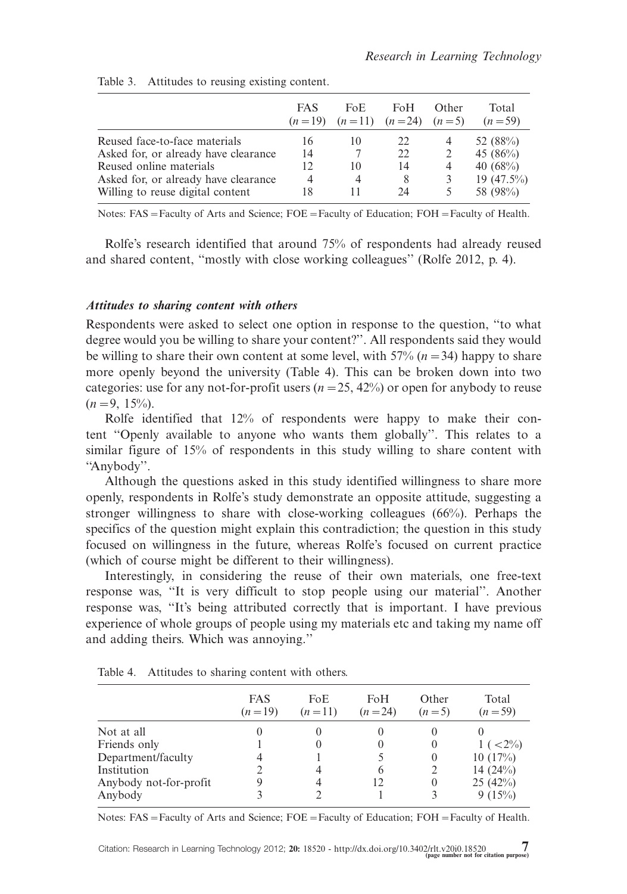Table 3. Attitudes to reusing existing content.

| | FAS ($n=19$) | FoE ($n=11$) | FoH ($n=24$) | Other ($n=5$) | Total ($n=59$) |
|---|---|---|---|---|---|
| Reused face-to-face materials | 16 | 10 | 22 | 4 | 52 (88%) |
| Asked for, or already have clearance | 14 | 7 | 22 | 2 | 45 (86%) |
| Reused online materials | 12 | 10 | 14 | 4 | 40 (68%) |
| Asked for, or already have clearance | 4 | 4 | 8 | 3 | 19 (47.5%) |
| Willing to reuse digital content | 18 | 11 | 24 | 5 | 58 (98%) |

Notes: FAS = Faculty of Arts and Science; FOE = Faculty of Education; FOH = Faculty of Health.

Rolfe's research identified that around 75% of respondents had already reused and shared content, "mostly with close working colleagues" (Rolfe 2012, p. 4).

### *Attitudes to sharing content with others*

Respondents were asked to select one option in response to the question, "to what degree would you be willing to share your content?". All respondents said they would be willing to share their own content at some level, with 57% ($n=34$) happy to share more openly beyond the university (Table 4). This can be broken down into two categories: use for any not-for-profit users ($n=25$, 42%) or open for anybody to reuse ($n=9$, 15%).

Rolfe identified that 12% of respondents were happy to make their content "Openly available to anyone who wants them globally". This relates to a similar figure of 15% of respondents in this study willing to share content with "Anybody".

Although the questions asked in this study identified willingness to share more openly, respondents in Rolfe's study demonstrate an opposite attitude, suggesting a stronger willingness to share with close-working colleagues (66%). Perhaps the specifics of the question might explain this contradiction; the question in this study focused on willingness in the future, whereas Rolfe's focused on current practice (which of course might be different to their willingness).

Interestingly, in considering the reuse of their own materials, one free-text response was, "It is very difficult to stop people using our material". Another response was, "It's being attributed correctly that is important. I have previous experience of whole groups of people using my materials etc and taking my name off and adding theirs. Which was annoying."

Table 4. Attitudes to sharing content with others.

| | FAS ($n=19$) | FoE ($n=11$) | FoH ($n=24$) | Other ($n=5$) | Total ($n=59$) |
|---|---|---|---|---|---|
| Not at all | 0 | 0 | 0 | 0 | 0 |
| Friends only | 1 | 0 | 0 | 0 | 1 (<2%) |
| Department/faculty | 4 | 1 | 5 | 0 | 10 (17%) |
| Institution | 2 | 4 | 6 | 2 | 14 (24%) |
| Anybody not-for-profit | 9 | 4 | 12 | 0 | 25 (42%) |
| Anybody | 3 | 2 | 1 | 3 | 9 (15%) |

Notes: FAS = Faculty of Arts and Science; FOE = Faculty of Education; FOH = Faculty of Health.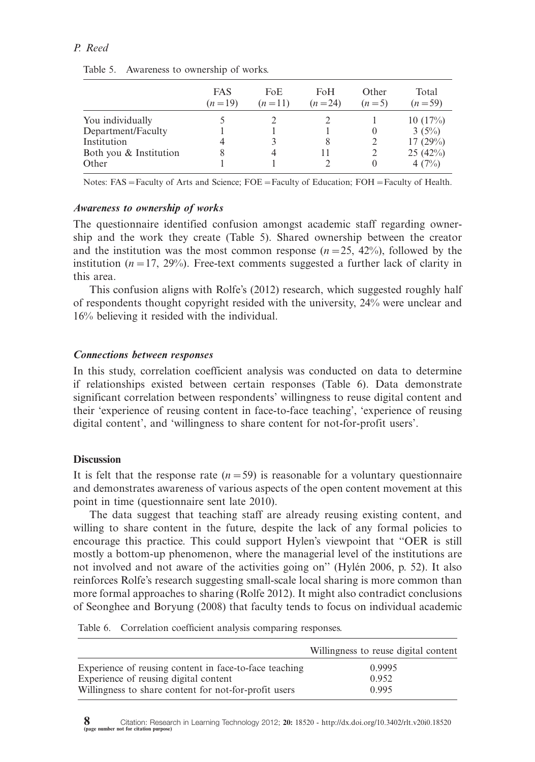Table 5. Awareness to ownership of works.

| | FAS ($n = 19$) | FoE ($n = 11$) | FoH ($n = 24$) | Other ($n = 5$) | Total ($n = 59$) |
|---|---|---|---|---|---|
| You individually | 5 | 2 | 2 | 1 | 10 (17%) |
| Department/Faculty | 1 | 1 | 1 | 0 | 3 (5%) |
| Institution | 4 | 3 | 8 | 2 | 17 (29%) |
| Both you & Institution | 8 | 4 | 11 | 2 | 25 (42%) |
| Other | 1 | 1 | 2 | 0 | 4 (7%) |

Notes: FAS = Faculty of Arts and Science; FOE = Faculty of Education; FOH = Faculty of Health.

### *Awareness to ownership of works*

The questionnaire identified confusion amongst academic staff regarding ownership and the work they create (Table 5). Shared ownership between the creator and the institution was the most common response ($n = 25$, 42%), followed by the institution ($n = 17$, 29%). Free-text comments suggested a further lack of clarity in this area.

This confusion aligns with Rolfe's (2012) research, which suggested roughly half of respondents thought copyright resided with the university, 24% were unclear and 16% believing it resided with the individual.

### *Connections between responses*

In this study, correlation coefficient analysis was conducted on data to determine if relationships existed between certain responses (Table 6). Data demonstrate significant correlation between respondents' willingness to reuse digital content and their 'experience of reusing content in face-to-face teaching', 'experience of reusing digital content', and 'willingness to share content for not-for-profit users'.

## Discussion

It is felt that the response rate ($n = 59$) is reasonable for a voluntary questionnaire and demonstrates awareness of various aspects of the open content movement at this point in time (questionnaire sent late 2010).

The data suggest that teaching staff are already reusing existing content, and willing to share content in the future, despite the lack of any formal policies to encourage this practice. This could support Hylen's viewpoint that "OER is still mostly a bottom-up phenomenon, where the managerial level of the institutions are not involved and not aware of the activities going on" (Hylén 2006, p. 52). It also reinforces Rolfe's research suggesting small-scale local sharing is more common than more formal approaches to sharing (Rolfe 2012). It might also contradict conclusions of Seonghee and Boryung (2008) that faculty tends to focus on individual academic

Table 6. Correlation coefficient analysis comparing responses.

| | Willingness to reuse digital content |
|---|---|
| Experience of reusing content in face-to-face teaching | 0.9995 |
| Experience of reusing digital content | 0.952 |
| Willingness to share content for not-for-profit users | 0.995 |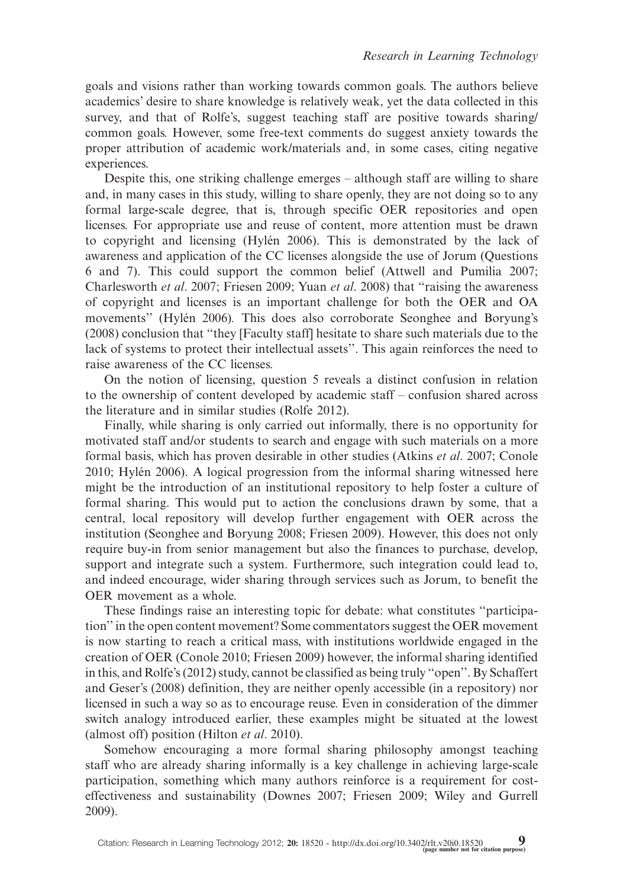goals and visions rather than working towards common goals. The authors believe academics' desire to share knowledge is relatively weak, yet the data collected in this survey, and that of Rolfe's, suggest teaching staff are positive towards sharing/common goals. However, some free-text comments do suggest anxiety towards the proper attribution of academic work/materials and, in some cases, citing negative experiences.

Despite this, one striking challenge emerges – although staff are willing to share and, in many cases in this study, willing to share openly, they are not doing so to any formal large-scale degree, that is, through specific OER repositories and open licenses. For appropriate use and reuse of content, more attention must be drawn to copyright and licensing (Hylén 2006). This is demonstrated by the lack of awareness and application of the CC licenses alongside the use of Jorum (Questions 6 and 7). This could support the common belief (Attwell and Pumilia 2007; Charlesworth *et al*. 2007; Friesen 2009; Yuan *et al*. 2008) that ''raising the awareness of copyright and licenses is an important challenge for both the OER and OA movements'' (Hylén 2006). This does also corroborate Seonghee and Boryung's (2008) conclusion that ''they [Faculty staff] hesitate to share such materials due to the lack of systems to protect their intellectual assets''. This again reinforces the need to raise awareness of the CC licenses.

On the notion of licensing, question 5 reveals a distinct confusion in relation to the ownership of content developed by academic staff – confusion shared across the literature and in similar studies (Rolfe 2012).

Finally, while sharing is only carried out informally, there is no opportunity for motivated staff and/or students to search and engage with such materials on a more formal basis, which has proven desirable in other studies (Atkins *et al*. 2007; Conole 2010; Hylén 2006). A logical progression from the informal sharing witnessed here might be the introduction of an institutional repository to help foster a culture of formal sharing. This would put to action the conclusions drawn by some, that a central, local repository will develop further engagement with OER across the institution (Seonghee and Boryung 2008; Friesen 2009). However, this does not only require buy-in from senior management but also the finances to purchase, develop, support and integrate such a system. Furthermore, such integration could lead to, and indeed encourage, wider sharing through services such as Jorum, to benefit the OER movement as a whole.

These findings raise an interesting topic for debate: what constitutes ''participation'' in the open content movement? Some commentators suggest the OER movement is now starting to reach a critical mass, with institutions worldwide engaged in the creation of OER (Conole 2010; Friesen 2009) however, the informal sharing identified in this, and Rolfe's (2012) study, cannot be classified as being truly ''open''. By Schaffert and Geser's (2008) definition, they are neither openly accessible (in a repository) nor licensed in such a way so as to encourage reuse. Even in consideration of the dimmer switch analogy introduced earlier, these examples might be situated at the lowest (almost off) position (Hilton *et al*. 2010).

Somehow encouraging a more formal sharing philosophy amongst teaching staff who are already sharing informally is a key challenge in achieving large-scale participation, something which many authors reinforce is a requirement for cost-effectiveness and sustainability (Downes 2007; Friesen 2009; Wiley and Gurrell 2009).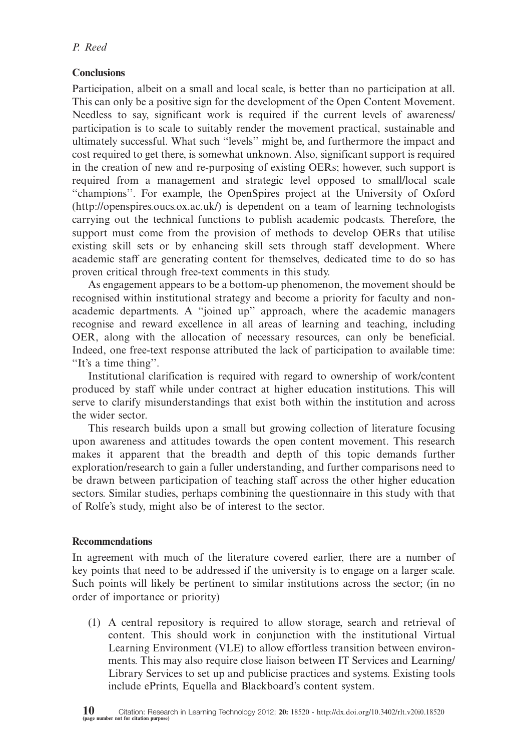## Conclusions

Participation, albeit on a small and local scale, is better than no participation at all. This can only be a positive sign for the development of the Open Content Movement. Needless to say, significant work is required if the current levels of awareness/participation is to scale to suitably render the movement practical, sustainable and ultimately successful. What such ''levels'' might be, and furthermore the impact and cost required to get there, is somewhat unknown. Also, significant support is required in the creation of new and re-purposing of existing OERs; however, such support is required from a management and strategic level opposed to small/local scale ''champions''. For example, the OpenSpires project at the University of Oxford (http://openspires.oucs.ox.ac.uk/) is dependent on a team of learning technologists carrying out the technical functions to publish academic podcasts. Therefore, the support must come from the provision of methods to develop OERs that utilise existing skill sets or by enhancing skill sets through staff development. Where academic staff are generating content for themselves, dedicated time to do so has proven critical through free-text comments in this study.

As engagement appears to be a bottom-up phenomenon, the movement should be recognised within institutional strategy and become a priority for faculty and non-academic departments. A ''joined up'' approach, where the academic managers recognise and reward excellence in all areas of learning and teaching, including OER, along with the allocation of necessary resources, can only be beneficial. Indeed, one free-text response attributed the lack of participation to available time: ''It's a time thing''.

Institutional clarification is required with regard to ownership of work/content produced by staff while under contract at higher education institutions. This will serve to clarify misunderstandings that exist both within the institution and across the wider sector.

This research builds upon a small but growing collection of literature focusing upon awareness and attitudes towards the open content movement. This research makes it apparent that the breadth and depth of this topic demands further exploration/research to gain a fuller understanding, and further comparisons need to be drawn between participation of teaching staff across the other higher education sectors. Similar studies, perhaps combining the questionnaire in this study with that of Rolfe's study, might also be of interest to the sector.

## Recommendations

In agreement with much of the literature covered earlier, there are a number of key points that need to be addressed if the university is to engage on a larger scale. Such points will likely be pertinent to similar institutions across the sector; (in no order of importance or priority)

(1) A central repository is required to allow storage, search and retrieval of content. This should work in conjunction with the institutional Virtual Learning Environment (VLE) to allow effortless transition between environments. This may also require close liaison between IT Services and Learning/Library Services to set up and publicise practices and systems. Existing tools include ePrints, Equella and Blackboard's content system.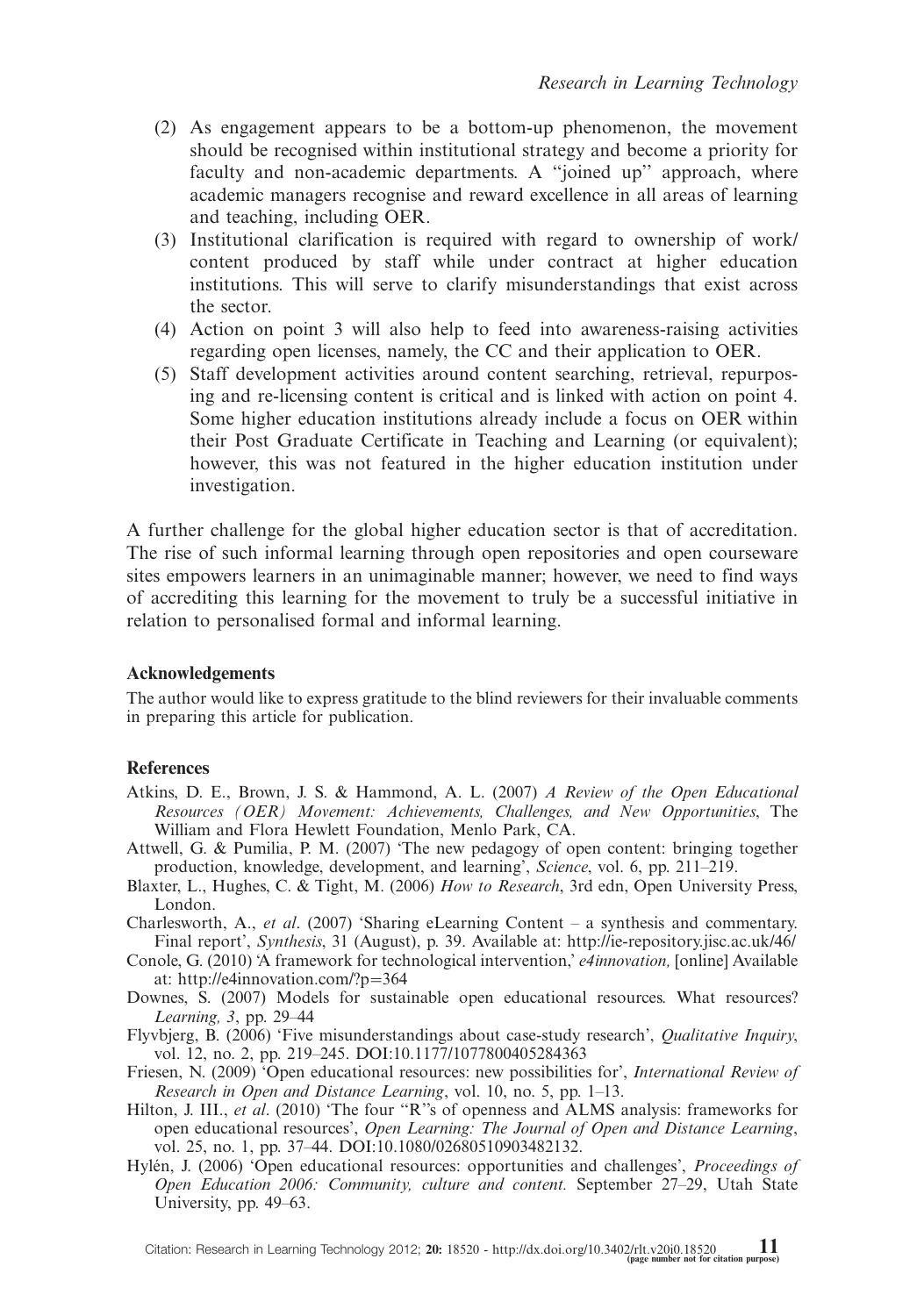(2) As engagement appears to be a bottom-up phenomenon, the movement should be recognised within institutional strategy and become a priority for faculty and non-academic departments. A "joined up" approach, where academic managers recognise and reward excellence in all areas of learning and teaching, including OER.

(3) Institutional clarification is required with regard to ownership of work/content produced by staff while under contract at higher education institutions. This will serve to clarify misunderstandings that exist across the sector.

(4) Action on point 3 will also help to feed into awareness-raising activities regarding open licenses, namely, the CC and their application to OER.

(5) Staff development activities around content searching, retrieval, repurposing and re-licensing content is critical and is linked with action on point 4. Some higher education institutions already include a focus on OER within their Post Graduate Certificate in Teaching and Learning (or equivalent); however, this was not featured in the higher education institution under investigation.

A further challenge for the global higher education sector is that of accreditation. The rise of such informal learning through open repositories and open courseware sites empowers learners in an unimaginable manner; however, we need to find ways of accrediting this learning for the movement to truly be a successful initiative in relation to personalised formal and informal learning.

## Acknowledgements

The author would like to express gratitude to the blind reviewers for their invaluable comments in preparing this article for publication.

## References

Atkins, D. E., Brown, J. S. & Hammond, A. L. (2007) *A Review of the Open Educational Resources (OER) Movement: Achievements, Challenges, and New Opportunities*, The William and Flora Hewlett Foundation, Menlo Park, CA.

Attwell, G. & Pumilia, P. M. (2007) 'The new pedagogy of open content: bringing together production, knowledge, development, and learning', *Science*, vol. 6, pp. 211–219.

Blaxter, L., Hughes, C. & Tight, M. (2006) *How to Research*, 3rd edn, Open University Press, London.

Charlesworth, A., *et al*. (2007) 'Sharing eLearning Content – a synthesis and commentary. Final report', *Synthesis*, 31 (August), p. 39. Available at: http://ie-repository.jisc.ac.uk/46/

Conole, G. (2010) 'A framework for technological intervention,' *e4innovation,* [online] Available at: http://e4innovation.com/?p=364

Downes, S. (2007) Models for sustainable open educational resources. What resources? *Learning, 3*, pp. 29–44

Flyvbjerg, B. (2006) 'Five misunderstandings about case-study research', *Qualitative Inquiry*, vol. 12, no. 2, pp. 219–245. DOI:10.1177/1077800405284363

Friesen, N. (2009) 'Open educational resources: new possibilities for', *International Review of Research in Open and Distance Learning*, vol. 10, no. 5, pp. 1–13.

Hilton, J. III., *et al*. (2010) 'The four "R"s of openness and ALMS analysis: frameworks for open educational resources', *Open Learning: The Journal of Open and Distance Learning*, vol. 25, no. 1, pp. 37–44. DOI:10.1080/02680510903482132.

Hylén, J. (2006) 'Open educational resources: opportunities and challenges', *Proceedings of Open Education 2006: Community, culture and content.* September 27–29, Utah State University, pp. 49–63.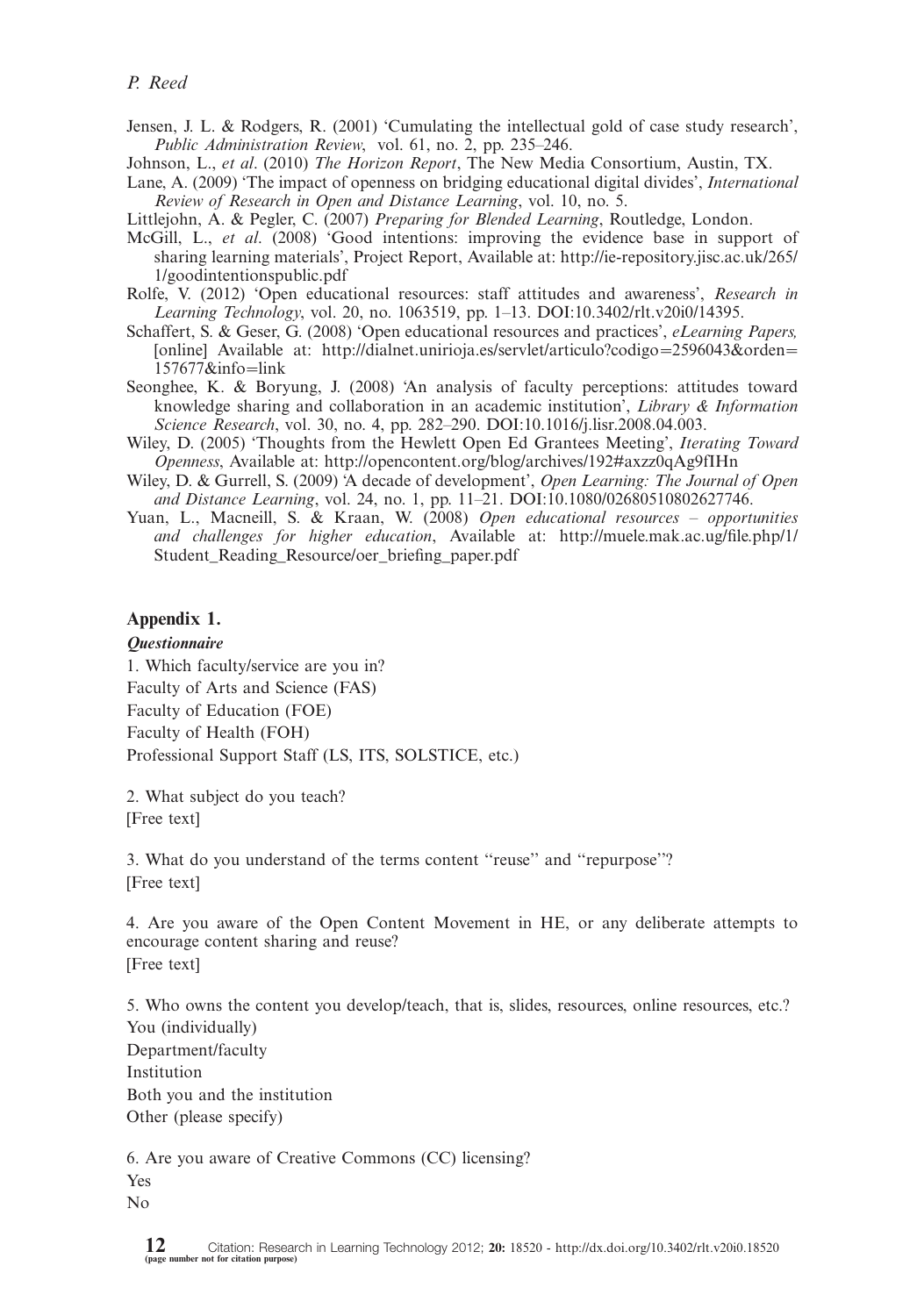Jensen, J. L. & Rodgers, R. (2001) 'Cumulating the intellectual gold of case study research', *Public Administration Review*, vol. 61, no. 2, pp. 235–246.

Johnson, L., *et al*. (2010) *The Horizon Report*, The New Media Consortium, Austin, TX.

Lane, A. (2009) 'The impact of openness on bridging educational digital divides', *International Review of Research in Open and Distance Learning*, vol. 10, no. 5.

Littlejohn, A. & Pegler, C. (2007) *Preparing for Blended Learning*, Routledge, London.

McGill, L., *et al*. (2008) 'Good intentions: improving the evidence base in support of sharing learning materials', Project Report, Available at: http://ie-repository.jisc.ac.uk/265/1/goodintentionspublic.pdf

Rolfe, V. (2012) 'Open educational resources: staff attitudes and awareness', *Research in Learning Technology*, vol. 20, no. 1063519, pp. 1–13. DOI:10.3402/rlt.v20i0/14395.

Schaffert, S. & Geser, G. (2008) 'Open educational resources and practices', *eLearning Papers,* [online] Available at: http://dialnet.unirioja.es/servlet/articulo?codigo=2596043&orden=157677&info=link

Seonghee, K. & Boryung, J. (2008) 'An analysis of faculty perceptions: attitudes toward knowledge sharing and collaboration in an academic institution', *Library & Information Science Research*, vol. 30, no. 4, pp. 282–290. DOI:10.1016/j.lisr.2008.04.003.

Wiley, D. (2005) 'Thoughts from the Hewlett Open Ed Grantees Meeting', *Iterating Toward Openness*, Available at: http://opencontent.org/blog/archives/192#axzz0qAg9fIHn

Wiley, D. & Gurrell, S. (2009) 'A decade of development', *Open Learning: The Journal of Open and Distance Learning*, vol. 24, no. 1, pp. 11–21. DOI:10.1080/02680510802627746.

Yuan, L., Macneill, S. & Kraan, W. (2008) *Open educational resources – opportunities and challenges for higher education*, Available at: http://muele.mak.ac.ug/file.php/1/Student_Reading_Resource/oer_briefing_paper.pdf

## Appendix 1.

***Questionnaire***

1. Which faculty/service are you in?
Faculty of Arts and Science (FAS)
Faculty of Education (FOE)
Faculty of Health (FOH)
Professional Support Staff (LS, ITS, SOLSTICE, etc.)

2. What subject do you teach?
[Free text]

3. What do you understand of the terms content "reuse" and "repurpose"?
[Free text]

4. Are you aware of the Open Content Movement in HE, or any deliberate attempts to encourage content sharing and reuse?
[Free text]

5. Who owns the content you develop/teach, that is, slides, resources, online resources, etc.?
You (individually)
Department/faculty
Institution
Both you and the institution
Other (please specify)

6. Are you aware of Creative Commons (CC) licensing?
Yes
No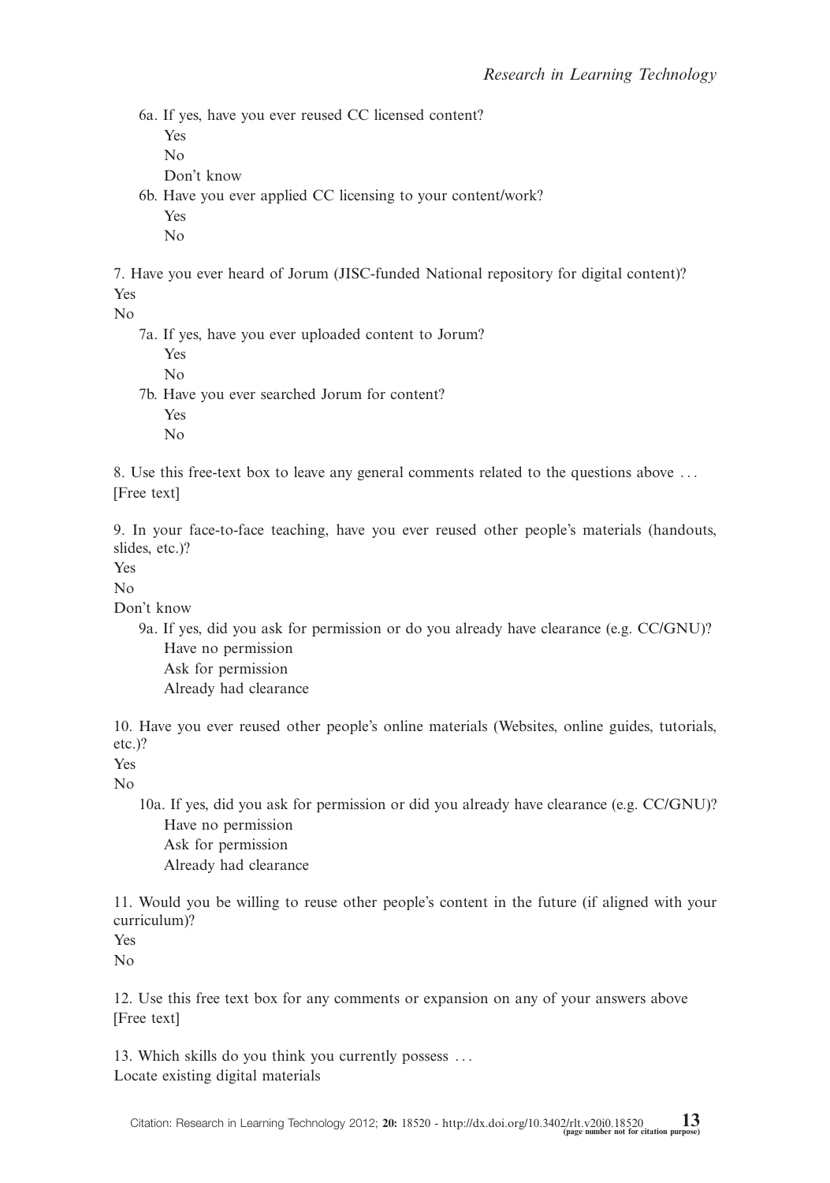6a. If yes, have you ever reused CC licensed content?
  Yes
  No
  Don't know

6b. Have you ever applied CC licensing to your content/work?
  Yes
  No

7. Have you ever heard of Jorum (JISC-funded National repository for digital content)?
Yes
No

7a. If yes, have you ever uploaded content to Jorum?
  Yes
  No

7b. Have you ever searched Jorum for content?
  Yes
  No

8. Use this free-text box to leave any general comments related to the questions above ...
[Free text]

9. In your face-to-face teaching, have you ever reused other people's materials (handouts, slides, etc.)?
Yes
No
Don't know

9a. If yes, did you ask for permission or do you already have clearance (e.g. CC/GNU)?
  Have no permission
  Ask for permission
  Already had clearance

10. Have you ever reused other people's online materials (Websites, online guides, tutorials, etc.)?
Yes
No

10a. If yes, did you ask for permission or did you already have clearance (e.g. CC/GNU)?
  Have no permission
  Ask for permission
  Already had clearance

11. Would you be willing to reuse other people's content in the future (if aligned with your curriculum)?
Yes
No

12. Use this free text box for any comments or expansion on any of your answers above
[Free text]

13. Which skills do you think you currently possess ...
Locate existing digital materials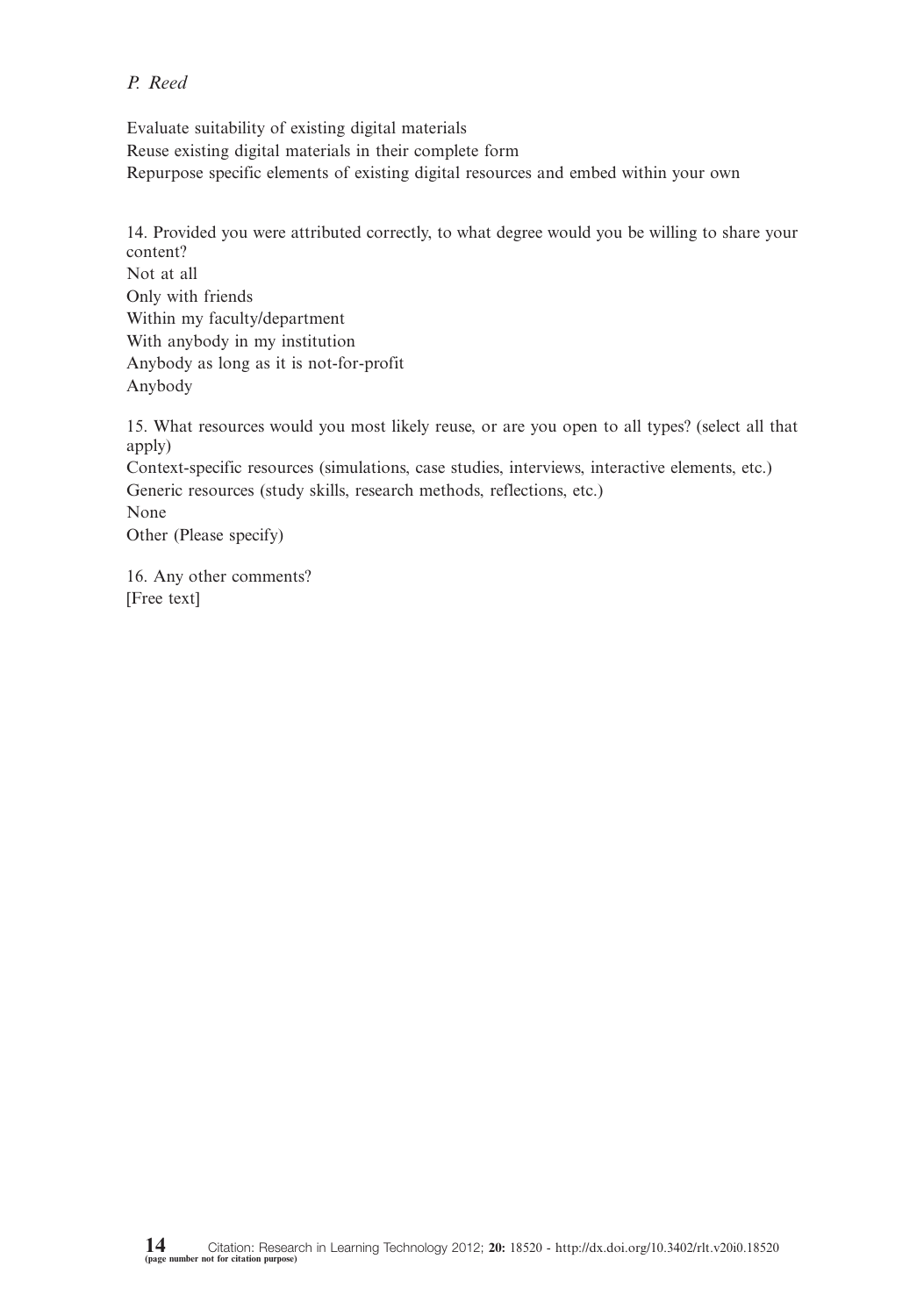Evaluate suitability of existing digital materials
Reuse existing digital materials in their complete form
Repurpose specific elements of existing digital resources and embed within your own

14. Provided you were attributed correctly, to what degree would you be willing to share your content?
Not at all
Only with friends
Within my faculty/department
With anybody in my institution
Anybody as long as it is not-for-profit
Anybody

15. What resources would you most likely reuse, or are you open to all types? (select all that apply)
Context-specific resources (simulations, case studies, interviews, interactive elements, etc.)
Generic resources (study skills, research methods, reflections, etc.)
None
Other (Please specify)

16. Any other comments?
[Free text]